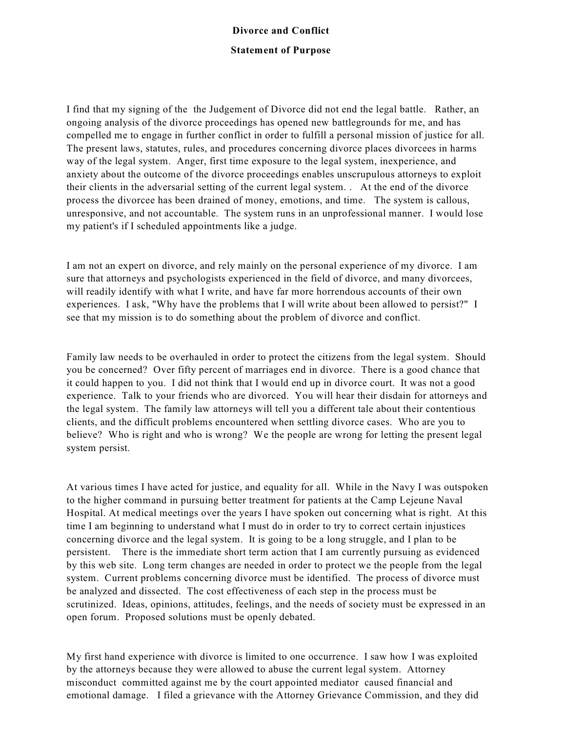**Divorce and Conflict**

**Statement of Purpose**

I find that my signing of the the Judgement of Divorce did not end the legal battle. Rather, an ongoing analysis of the divorce proceedings has opened new battlegrounds for me, and has compelled me to engage in further conflict in order to fulfill a personal mission of justice for all. The present laws, statutes, rules, and procedures concerning divorce places divorcees in harms way of the legal system. Anger, first time exposure to the legal system, inexperience, and anxiety about the outcome of the divorce proceedings enables unscrupulous attorneys to exploit their clients in the adversarial setting of the current legal system. . At the end of the divorce process the divorcee has been drained of money, emotions, and time. The system is callous, unresponsive, and not accountable. The system runs in an unprofessional manner. I would lose my patient's if I scheduled appointments like a judge.

I am not an expert on divorce, and rely mainly on the personal experience of my divorce. I am sure that attorneys and psychologists experienced in the field of divorce, and many divorcees, will readily identify with what I write, and have far more horrendous accounts of their own experiences. I ask, "Why have the problems that I will write about been allowed to persist?" I see that my mission is to do something about the problem of divorce and conflict.

Family law needs to be overhauled in order to protect the citizens from the legal system. Should you be concerned? Over fifty percent of marriages end in divorce. There is a good chance that it could happen to you. I did not think that I would end up in divorce court. It was not a good experience. Talk to your friends who are divorced. You will hear their disdain for attorneys and the legal system. The family law attorneys will tell you a different tale about their contentious clients, and the difficult problems encountered when settling divorce cases. Who are you to believe? Who is right and who is wrong? We the people are wrong for letting the present legal system persist.

At various times I have acted for justice, and equality for all. While in the Navy I was outspoken to the higher command in pursuing better treatment for patients at the Camp Lejeune Naval Hospital. At medical meetings over the years I have spoken out concerning what is right. At this time I am beginning to understand what I must do in order to try to correct certain injustices concerning divorce and the legal system. It is going to be a long struggle, and I plan to be persistent. There is the immediate short term action that I am currently pursuing as evidenced by this web site. Long term changes are needed in order to protect we the people from the legal system. Current problems concerning divorce must be identified. The process of divorce must be analyzed and dissected. The cost effectiveness of each step in the process must be scrutinized. Ideas, opinions, attitudes, feelings, and the needs of society must be expressed in an open forum. Proposed solutions must be openly debated.

My first hand experience with divorce is limited to one occurrence. I saw how I was exploited by the attorneys because they were allowed to abuse the current legal system. Attorney misconduct committed against me by the court appointed mediator caused financial and emotional damage. I filed a grievance with the Attorney Grievance Commission, and they did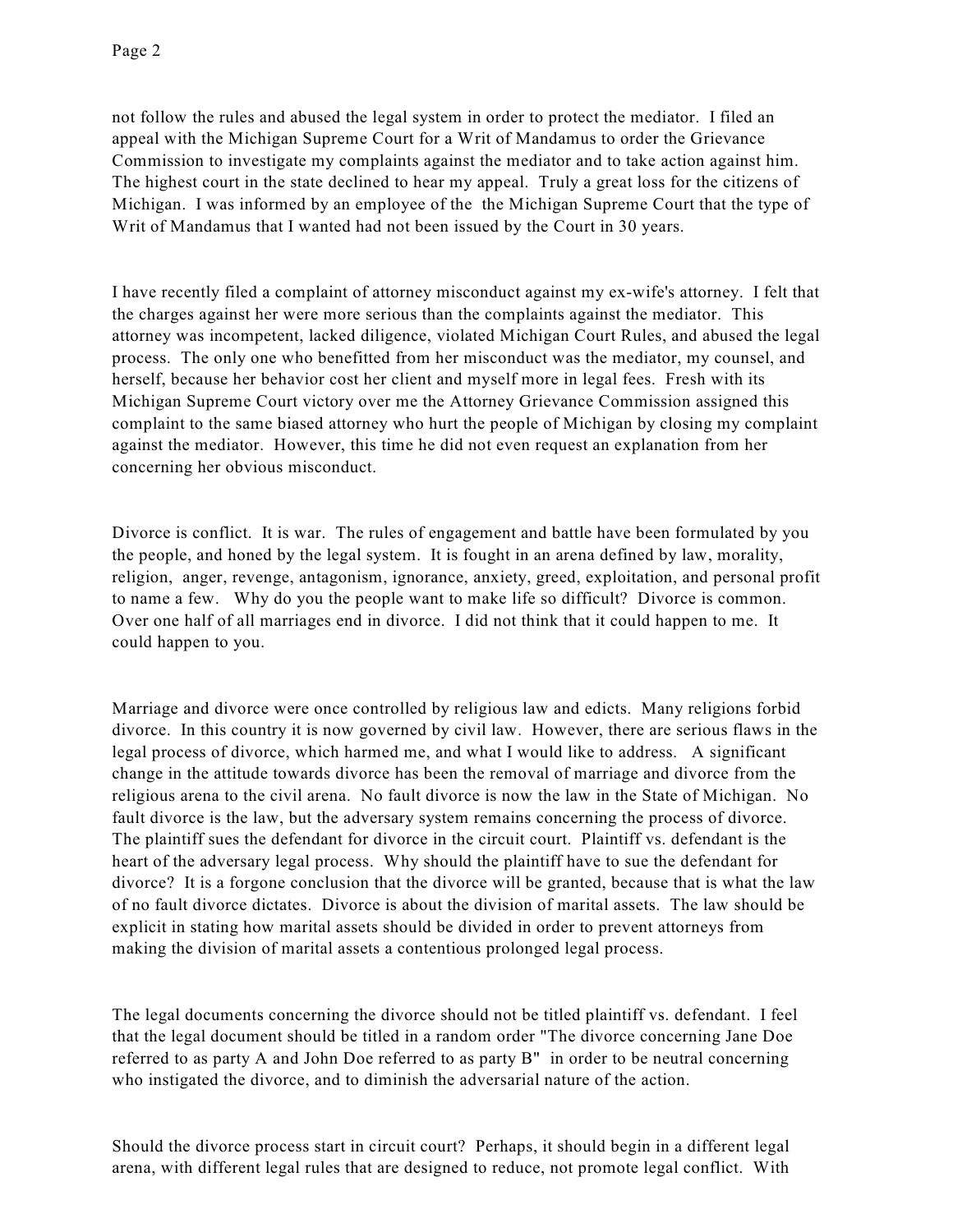not follow the rules and abused the legal system in order to protect the mediator. I filed an appeal with the Michigan Supreme Court for a Writ of Mandamus to order the Grievance Commission to investigate my complaints against the mediator and to take action against him. The highest court in the state declined to hear my appeal. Truly a great loss for the citizens of Michigan. I was informed by an employee of the the Michigan Supreme Court that the type of Writ of Mandamus that I wanted had not been issued by the Court in 30 years.

I have recently filed a complaint of attorney misconduct against my ex-wife's attorney. I felt that the charges against her were more serious than the complaints against the mediator. This attorney was incompetent, lacked diligence, violated Michigan Court Rules, and abused the legal process. The only one who benefitted from her misconduct was the mediator, my counsel, and herself, because her behavior cost her client and myself more in legal fees. Fresh with its Michigan Supreme Court victory over me the Attorney Grievance Commission assigned this complaint to the same biased attorney who hurt the people of Michigan by closing my complaint against the mediator. However, this time he did not even request an explanation from her concerning her obvious misconduct.

Divorce is conflict. It is war. The rules of engagement and battle have been formulated by you the people, and honed by the legal system. It is fought in an arena defined by law, morality, religion, anger, revenge, antagonism, ignorance, anxiety, greed, exploitation, and personal profit to name a few. Why do you the people want to make life so difficult? Divorce is common. Over one half of all marriages end in divorce. I did not think that it could happen to me. It could happen to you.

Marriage and divorce were once controlled by religious law and edicts. Many religions forbid divorce. In this country it is now governed by civil law. However, there are serious flaws in the legal process of divorce, which harmed me, and what I would like to address. A significant change in the attitude towards divorce has been the removal of marriage and divorce from the religious arena to the civil arena. No fault divorce is now the law in the State of Michigan. No fault divorce is the law, but the adversary system remains concerning the process of divorce. The plaintiff sues the defendant for divorce in the circuit court. Plaintiff vs. defendant is the heart of the adversary legal process. Why should the plaintiff have to sue the defendant for divorce? It is a forgone conclusion that the divorce will be granted, because that is what the law of no fault divorce dictates. Divorce is about the division of marital assets. The law should be explicit in stating how marital assets should be divided in order to prevent attorneys from making the division of marital assets a contentious prolonged legal process.

The legal documents concerning the divorce should not be titled plaintiff vs. defendant. I feel that the legal document should be titled in a random order "The divorce concerning Jane Doe referred to as party A and John Doe referred to as party B" in order to be neutral concerning who instigated the divorce, and to diminish the adversarial nature of the action.

Should the divorce process start in circuit court? Perhaps, it should begin in a different legal arena, with different legal rules that are designed to reduce, not promote legal conflict. With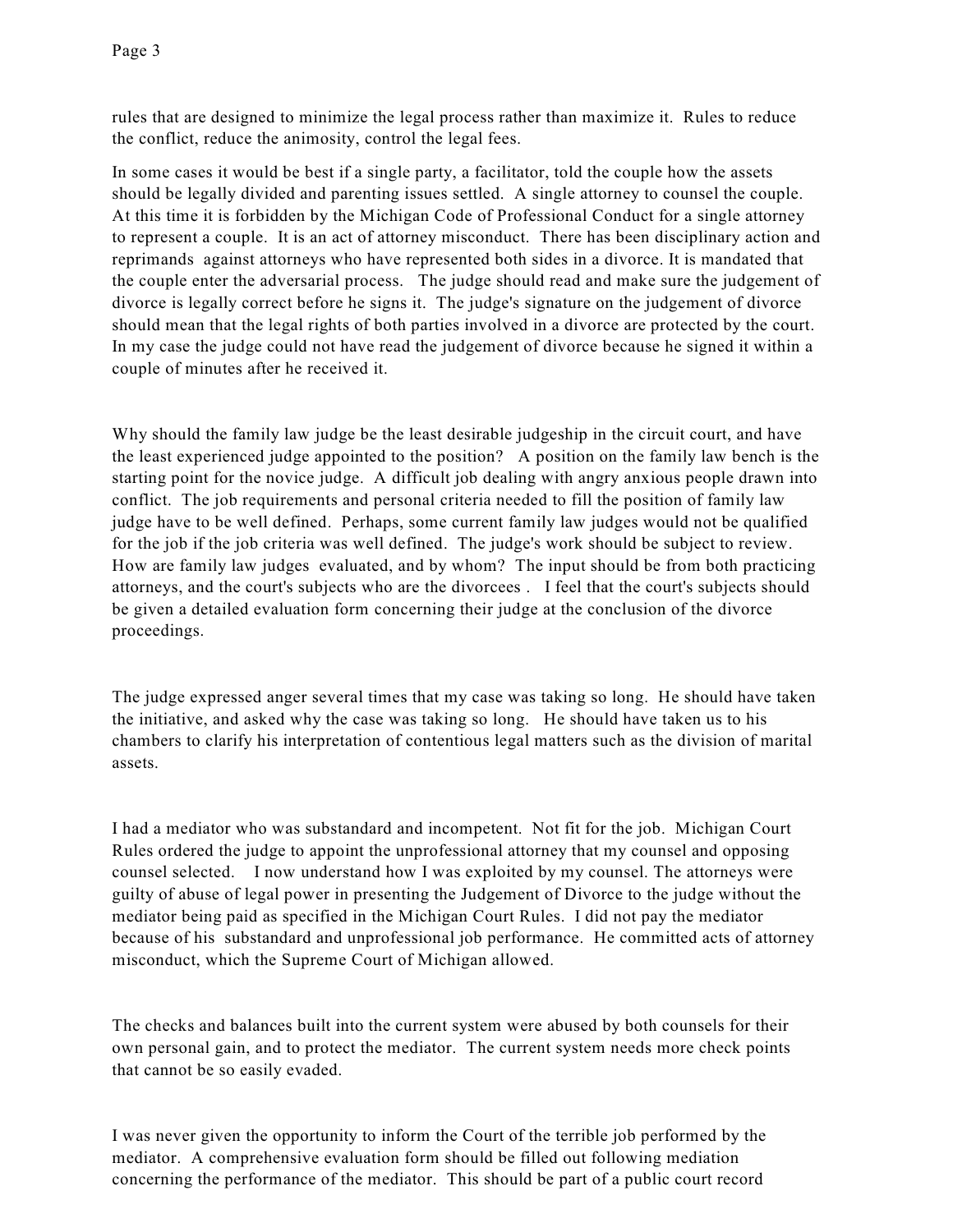rules that are designed to minimize the legal process rather than maximize it. Rules to reduce the conflict, reduce the animosity, control the legal fees.

In some cases it would be best if a single party, a facilitator, told the couple how the assets should be legally divided and parenting issues settled. A single attorney to counsel the couple. At this time it is forbidden by the Michigan Code of Professional Conduct for a single attorney to represent a couple. It is an act of attorney misconduct. There has been disciplinary action and reprimands against attorneys who have represented both sides in a divorce. It is mandated that the couple enter the adversarial process. The judge should read and make sure the judgement of divorce is legally correct before he signs it. The judge's signature on the judgement of divorce should mean that the legal rights of both parties involved in a divorce are protected by the court. In my case the judge could not have read the judgement of divorce because he signed it within a couple of minutes after he received it.

Why should the family law judge be the least desirable judgeship in the circuit court, and have the least experienced judge appointed to the position? A position on the family law bench is the starting point for the novice judge. A difficult job dealing with angry anxious people drawn into conflict. The job requirements and personal criteria needed to fill the position of family law judge have to be well defined. Perhaps, some current family law judges would not be qualified for the job if the job criteria was well defined. The judge's work should be subject to review. How are family law judges evaluated, and by whom? The input should be from both practicing attorneys, and the court's subjects who are the divorcees . I feel that the court's subjects should be given a detailed evaluation form concerning their judge at the conclusion of the divorce proceedings.

The judge expressed anger several times that my case was taking so long. He should have taken the initiative, and asked why the case was taking so long. He should have taken us to his chambers to clarify his interpretation of contentious legal matters such as the division of marital assets.

I had a mediator who was substandard and incompetent. Not fit for the job. Michigan Court Rules ordered the judge to appoint the unprofessional attorney that my counsel and opposing counsel selected. I now understand how I was exploited by my counsel. The attorneys were guilty of abuse of legal power in presenting the Judgement of Divorce to the judge without the mediator being paid as specified in the Michigan Court Rules. I did not pay the mediator because of his substandard and unprofessional job performance. He committed acts of attorney misconduct, which the Supreme Court of Michigan allowed.

The checks and balances built into the current system were abused by both counsels for their own personal gain, and to protect the mediator. The current system needs more check points that cannot be so easily evaded.

I was never given the opportunity to inform the Court of the terrible job performed by the mediator. A comprehensive evaluation form should be filled out following mediation concerning the performance of the mediator. This should be part of a public court record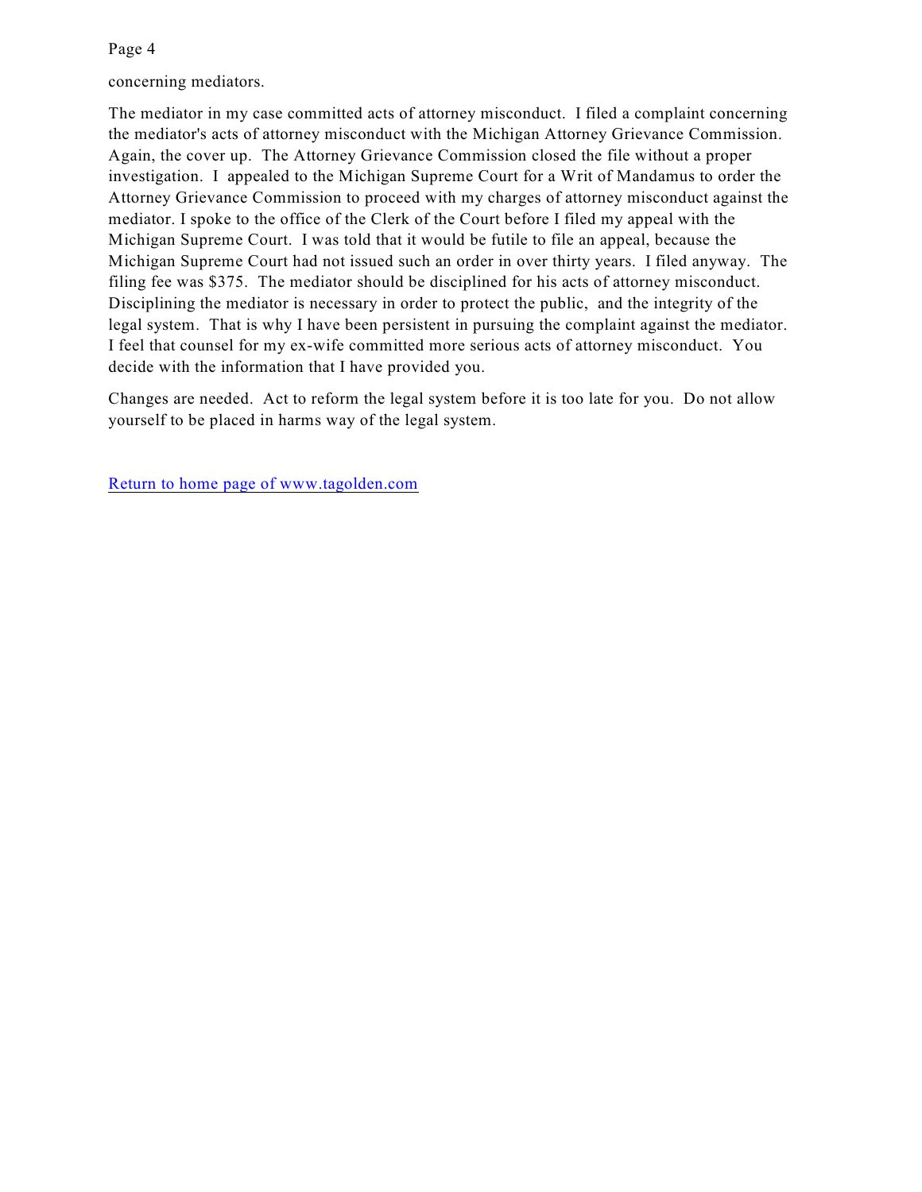concerning mediators.

The mediator in my case committed acts of attorney misconduct. I filed a complaint concerning the mediator's acts of attorney misconduct with the Michigan Attorney Grievance Commission. Again, the cover up. The Attorney Grievance Commission closed the file without a proper investigation. I appealed to the Michigan Supreme Court for a Writ of Mandamus to order the Attorney Grievance Commission to proceed with my charges of attorney misconduct against the mediator. I spoke to the office of the Clerk of the Court before I filed my appeal with the Michigan Supreme Court. I was told that it would be futile to file an appeal, because the Michigan Supreme Court had not issued such an order in over thirty years. I filed anyway. The filing fee was $375. The mediator should be disciplined for his acts of attorney misconduct. Disciplining the mediator is necessary in order to protect the public, and the integrity of the legal system. That is why I have been persistent in pursuing the complaint against the mediator. I feel that counsel for my ex-wife committed more serious acts of attorney misconduct. You decide with the information that I have provided you.

Changes are needed. Act to reform the legal system before it is too late for you. Do not allow yourself to be placed in harms way of the legal system.

Return to home page of www.tagolden.com